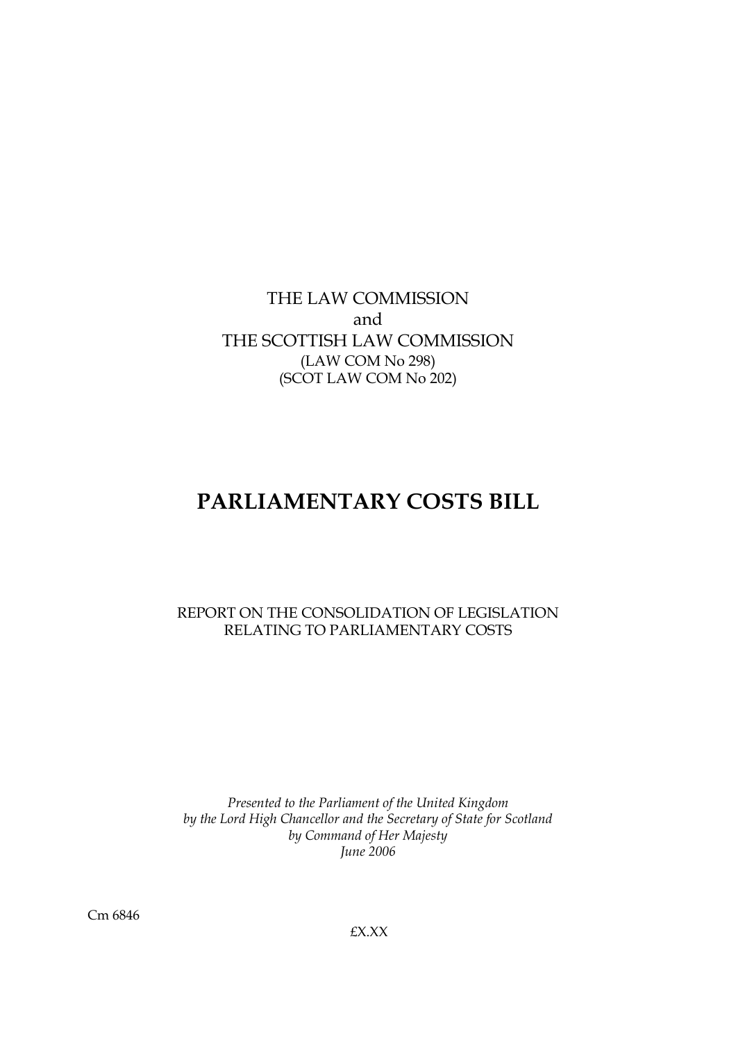THE LAW COMMISSION
and
THE SCOTTISH LAW COMMISSION
(LAW COM No 298)
(SCOT LAW COM No 202)

# PARLIAMENTARY COSTS BILL

REPORT ON THE CONSOLIDATION OF LEGISLATION
RELATING TO PARLIAMENTARY COSTS

*Presented to the Parliament of the United Kingdom*
*by the Lord High Chancellor and the Secretary of State for Scotland*
*by Command of Her Majesty*
*June 2006*

Cm 6846

£X.XX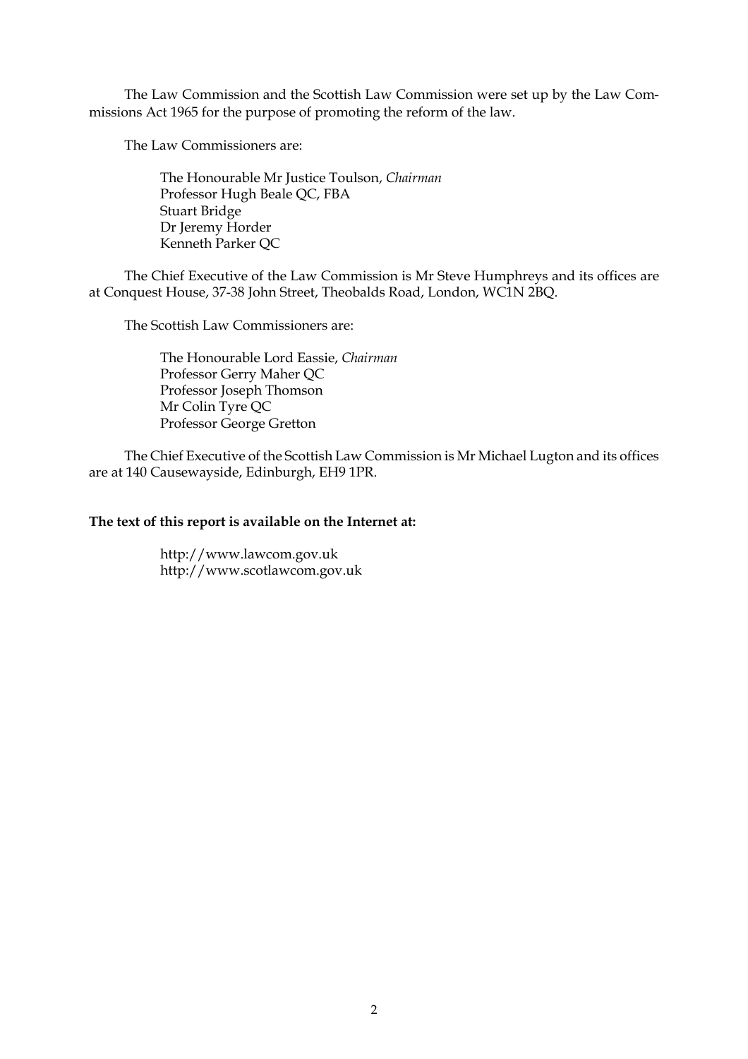The Law Commission and the Scottish Law Commission were set up by the Law Commissions Act 1965 for the purpose of promoting the reform of the law.

The Law Commissioners are:

The Honourable Mr Justice Toulson, *Chairman*
Professor Hugh Beale QC, FBA
Stuart Bridge
Dr Jeremy Horder
Kenneth Parker QC

The Chief Executive of the Law Commission is Mr Steve Humphreys and its offices are at Conquest House, 37-38 John Street, Theobalds Road, London, WC1N 2BQ.

The Scottish Law Commissioners are:

The Honourable Lord Eassie, *Chairman*
Professor Gerry Maher QC
Professor Joseph Thomson
Mr Colin Tyre QC
Professor George Gretton

The Chief Executive of the Scottish Law Commission is Mr Michael Lugton and its offices are at 140 Causewayside, Edinburgh, EH9 1PR.

**The text of this report is available on the Internet at:**

http://www.lawcom.gov.uk
http://www.scotlawcom.gov.uk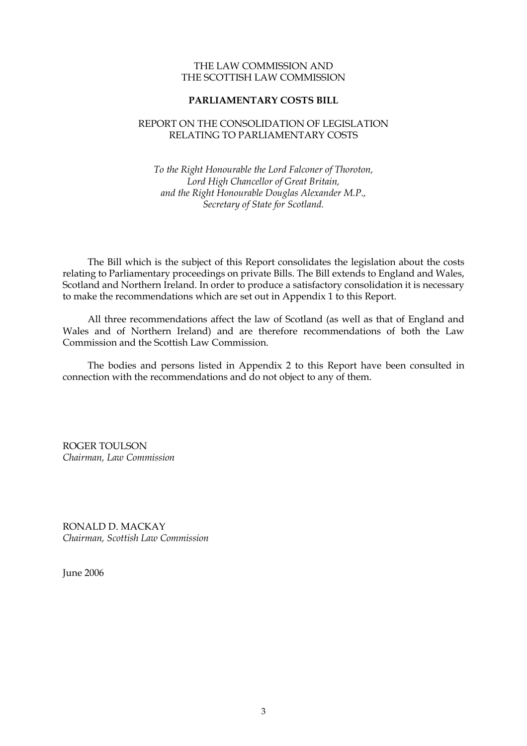THE LAW COMMISSION AND
THE SCOTTISH LAW COMMISSION

**PARLIAMENTARY COSTS BILL**

REPORT ON THE CONSOLIDATION OF LEGISLATION
RELATING TO PARLIAMENTARY COSTS

*To the Right Honourable the Lord Falconer of Thoroton,*
*Lord High Chancellor of Great Britain,*
*and the Right Honourable Douglas Alexander M.P.,*
*Secretary of State for Scotland.*

The Bill which is the subject of this Report consolidates the legislation about the costs relating to Parliamentary proceedings on private Bills. The Bill extends to England and Wales, Scotland and Northern Ireland. In order to produce a satisfactory consolidation it is necessary to make the recommendations which are set out in Appendix 1 to this Report.

All three recommendations affect the law of Scotland (as well as that of England and Wales and of Northern Ireland) and are therefore recommendations of both the Law Commission and the Scottish Law Commission.

The bodies and persons listed in Appendix 2 to this Report have been consulted in connection with the recommendations and do not object to any of them.

ROGER TOULSON
*Chairman, Law Commission*

RONALD D. MACKAY
*Chairman, Scottish Law Commission*

June 2006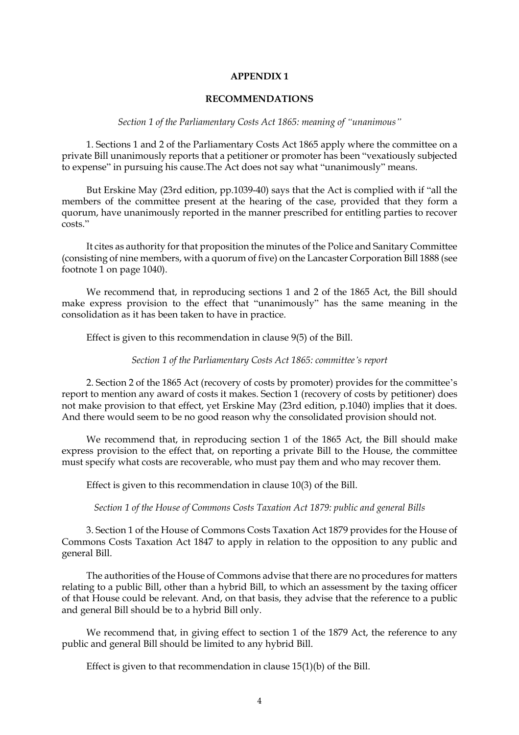## APPENDIX 1

## RECOMMENDATIONS

*Section 1 of the Parliamentary Costs Act 1865: meaning of "unanimous"*

1. Sections 1 and 2 of the Parliamentary Costs Act 1865 apply where the committee on a private Bill unanimously reports that a petitioner or promoter has been "vexatiously subjected to expense" in pursuing his cause.The Act does not say what "unanimously" means.

But Erskine May (23rd edition, pp.1039-40) says that the Act is complied with if "all the members of the committee present at the hearing of the case, provided that they form a quorum, have unanimously reported in the manner prescribed for entitling parties to recover costs."

It cites as authority for that proposition the minutes of the Police and Sanitary Committee (consisting of nine members, with a quorum of five) on the Lancaster Corporation Bill 1888 (see footnote 1 on page 1040).

We recommend that, in reproducing sections 1 and 2 of the 1865 Act, the Bill should make express provision to the effect that "unanimously" has the same meaning in the consolidation as it has been taken to have in practice.

Effect is given to this recommendation in clause 9(5) of the Bill.

*Section 1 of the Parliamentary Costs Act 1865: committee's report*

2. Section 2 of the 1865 Act (recovery of costs by promoter) provides for the committee's report to mention any award of costs it makes. Section 1 (recovery of costs by petitioner) does not make provision to that effect, yet Erskine May (23rd edition, p.1040) implies that it does. And there would seem to be no good reason why the consolidated provision should not.

We recommend that, in reproducing section 1 of the 1865 Act, the Bill should make express provision to the effect that, on reporting a private Bill to the House, the committee must specify what costs are recoverable, who must pay them and who may recover them.

Effect is given to this recommendation in clause 10(3) of the Bill.

*Section 1 of the House of Commons Costs Taxation Act 1879: public and general Bills*

3. Section 1 of the House of Commons Costs Taxation Act 1879 provides for the House of Commons Costs Taxation Act 1847 to apply in relation to the opposition to any public and general Bill.

The authorities of the House of Commons advise that there are no procedures for matters relating to a public Bill, other than a hybrid Bill, to which an assessment by the taxing officer of that House could be relevant. And, on that basis, they advise that the reference to a public and general Bill should be to a hybrid Bill only.

We recommend that, in giving effect to section 1 of the 1879 Act, the reference to any public and general Bill should be limited to any hybrid Bill.

Effect is given to that recommendation in clause 15(1)(b) of the Bill.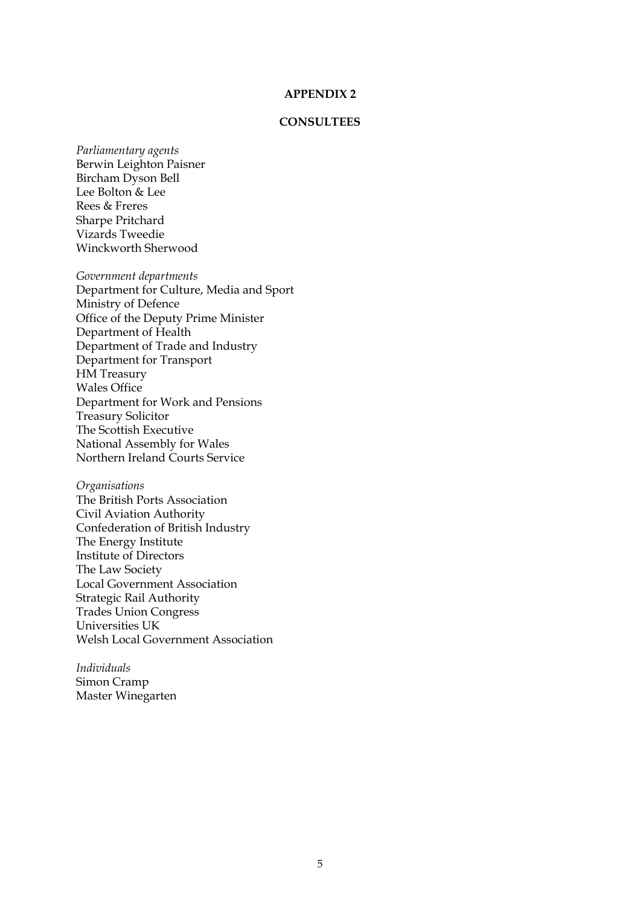## APPENDIX 2

## CONSULTEES

*Parliamentary agents*
Berwin Leighton Paisner
Bircham Dyson Bell
Lee Bolton & Lee
Rees & Freres
Sharpe Pritchard
Vizards Tweedie
Winckworth Sherwood

*Government departments*
Department for Culture, Media and Sport
Ministry of Defence
Office of the Deputy Prime Minister
Department of Health
Department of Trade and Industry
Department for Transport
HM Treasury
Wales Office
Department for Work and Pensions
Treasury Solicitor
The Scottish Executive
National Assembly for Wales
Northern Ireland Courts Service

*Organisations*
The British Ports Association
Civil Aviation Authority
Confederation of British Industry
The Energy Institute
Institute of Directors
The Law Society
Local Government Association
Strategic Rail Authority
Trades Union Congress
Universities UK
Welsh Local Government Association

*Individuals*
Simon Cramp
Master Winegarten